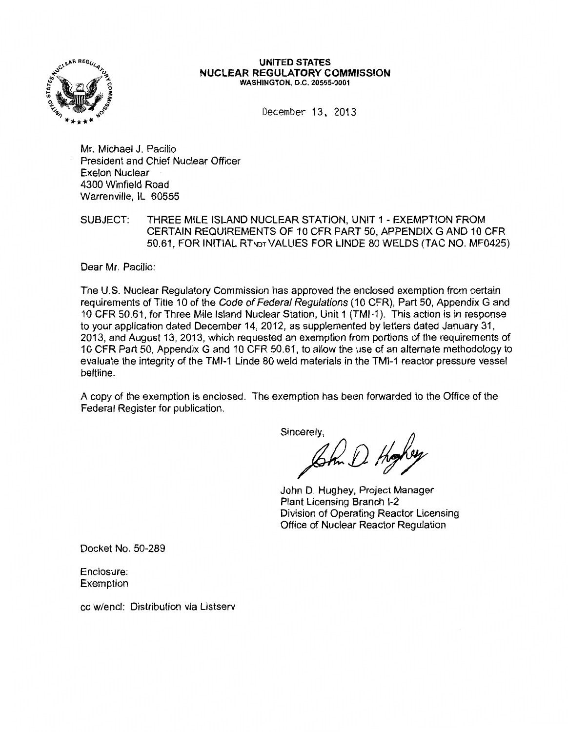**UNITED STATES**
**NUCLEAR REGULATORY COMMISSION**
**WASHINGTON, D.C. 20555-0001**

December 13, 2013

Mr. Michael J. Pacilio
President and Chief Nuclear Officer
Exelon Nuclear
4300 Winfield Road
Warrenville, IL 60555

SUBJECT: THREE MILE ISLAND NUCLEAR STATION, UNIT 1 - EXEMPTION FROM CERTAIN REQUIREMENTS OF 10 CFR PART 50, APPENDIX G AND 10 CFR 50.61, FOR INITIAL $RT_{NDT}$ VALUES FOR LINDE 80 WELDS (TAC NO. MF0425)

Dear Mr. Pacilio:

The U.S. Nuclear Regulatory Commission has approved the enclosed exemption from certain requirements of Title 10 of the *Code of Federal Regulations* (10 CFR), Part 50, Appendix G and 10 CFR 50.61, for Three Mile Island Nuclear Station, Unit 1 (TMI-1). This action is in response to your application dated December 14, 2012, as supplemented by letters dated January 31, 2013, and August 13, 2013, which requested an exemption from portions of the requirements of 10 CFR Part 50, Appendix G and 10 CFR 50.61, to allow the use of an alternate methodology to evaluate the integrity of the TMI-1 Linde 80 weld materials in the TMI-1 reactor pressure vessel beltline.

A copy of the exemption is enclosed. The exemption has been forwarded to the Office of the Federal Register for publication.

Sincerely,

John D. Hughey, Project Manager
Plant Licensing Branch I-2
Division of Operating Reactor Licensing
Office of Nuclear Reactor Regulation

Docket No. 50-289

Enclosure:
Exemption

cc w/encl: Distribution via Listserv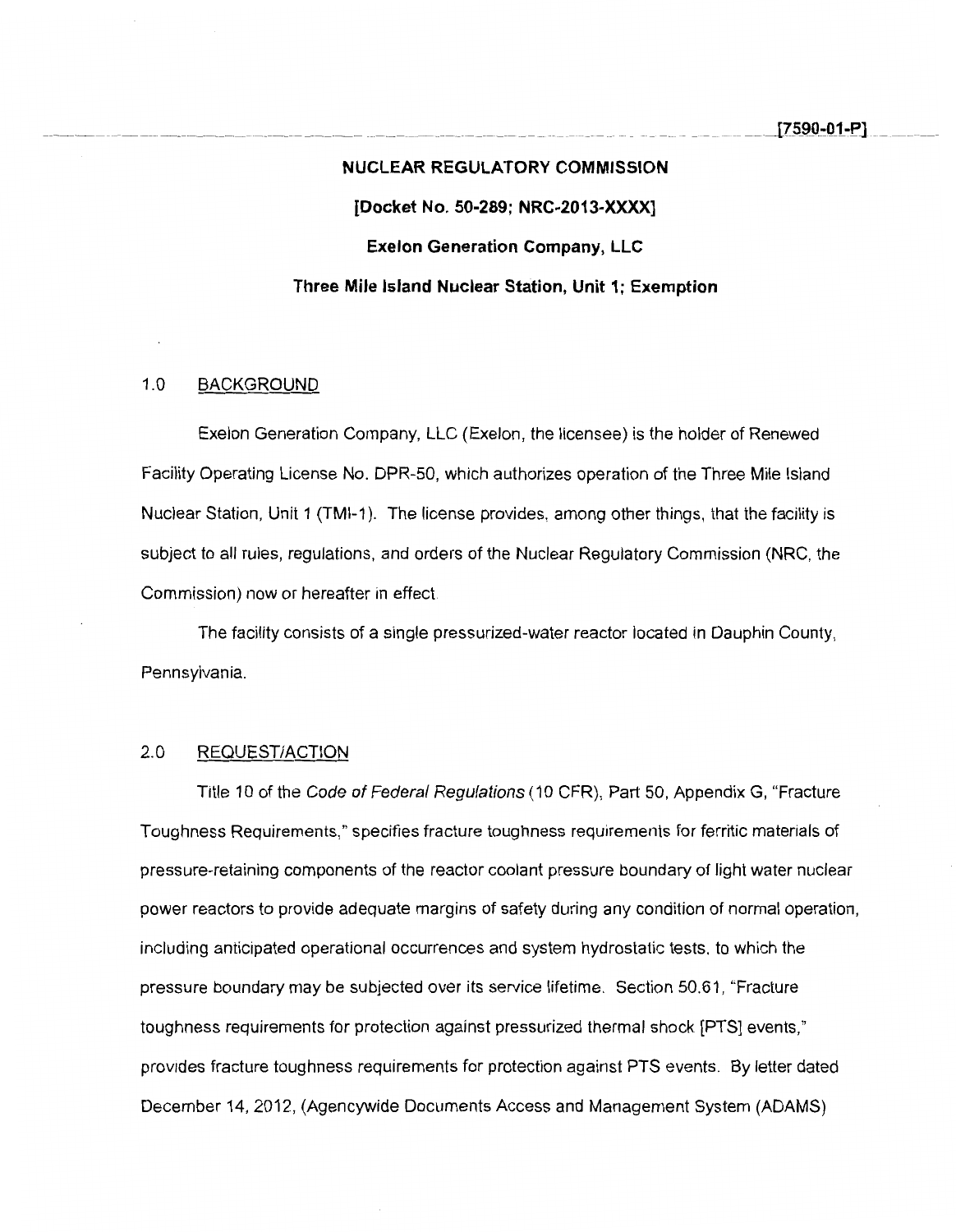[7590-01-P]

**NUCLEAR REGULATORY COMMISSION**

**[Docket No. 50-289; NRC-2013-XXXX]**

**Exelon Generation Company, LLC**

**Three Mile Island Nuclear Station, Unit 1; Exemption**

## 1.0 BACKGROUND

Exelon Generation Company, LLC (Exelon, the licensee) is the holder of Renewed Facility Operating License No. DPR-50, which authorizes operation of the Three Mile Island Nuclear Station, Unit 1 (TMI-1). The license provides, among other things, that the facility is subject to all rules, regulations, and orders of the Nuclear Regulatory Commission (NRC, the Commission) now or hereafter in effect.

The facility consists of a single pressurized-water reactor located in Dauphin County, Pennsylvania.

## 2.0 REQUEST/ACTION

Title 10 of the *Code of Federal Regulations* (10 CFR), Part 50, Appendix G, "Fracture Toughness Requirements," specifies fracture toughness requirements for ferritic materials of pressure-retaining components of the reactor coolant pressure boundary of light water nuclear power reactors to provide adequate margins of safety during any condition of normal operation, including anticipated operational occurrences and system hydrostatic tests, to which the pressure boundary may be subjected over its service lifetime. Section 50.61, "Fracture toughness requirements for protection against pressurized thermal shock [PTS] events," provides fracture toughness requirements for protection against PTS events. By letter dated December 14, 2012, (Agencywide Documents Access and Management System (ADAMS)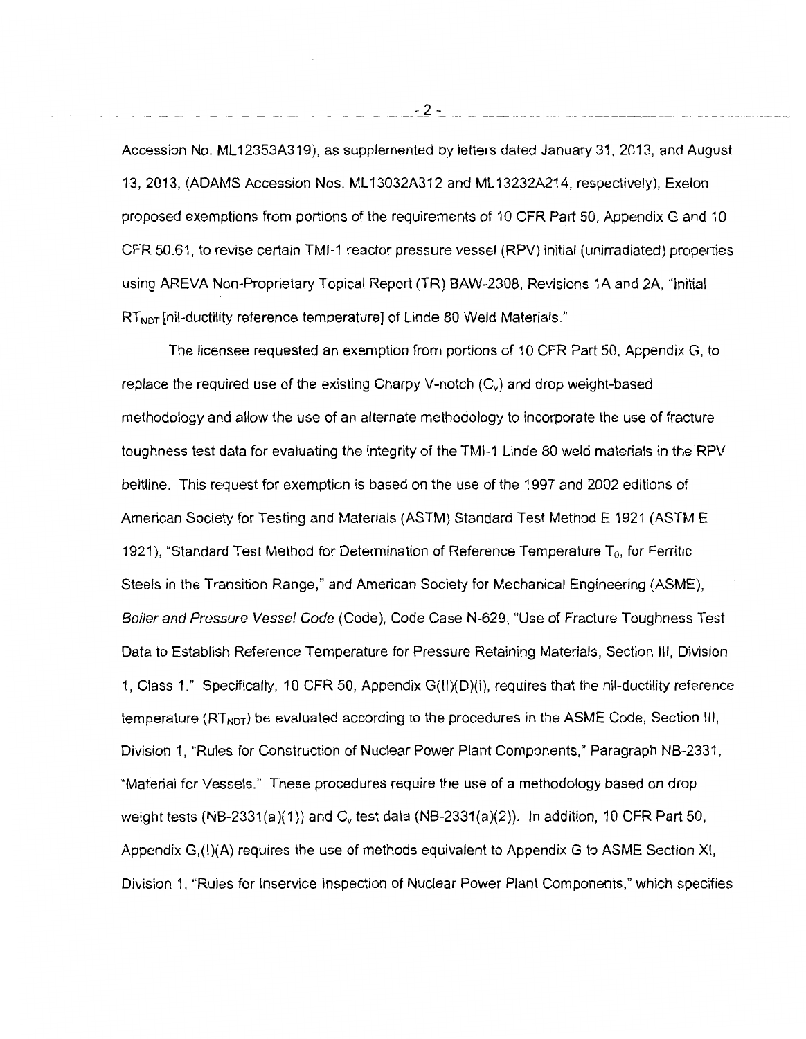Accession No. ML12353A319), as supplemented by letters dated January 31, 2013, and August 13, 2013, (ADAMS Accession Nos. ML13032A312 and ML13232A214, respectively), Exelon proposed exemptions from portions of the requirements of 10 CFR Part 50, Appendix G and 10 CFR 50.61, to revise certain TMI-1 reactor pressure vessel (RPV) initial (unirradiated) properties using AREVA Non-Proprietary Topical Report (TR) BAW-2308, Revisions 1A and 2A, "Initial $RT_{NDT}$ [nil-ductility reference temperature] of Linde 80 Weld Materials."

The licensee requested an exemption from portions of 10 CFR Part 50, Appendix G, to replace the required use of the existing Charpy V-notch ($C_v$) and drop weight-based methodology and allow the use of an alternate methodology to incorporate the use of fracture toughness test data for evaluating the integrity of the TMI-1 Linde 80 weld materials in the RPV beltline. This request for exemption is based on the use of the 1997 and 2002 editions of American Society for Testing and Materials (ASTM) Standard Test Method E 1921 (ASTM E 1921), "Standard Test Method for Determination of Reference Temperature $T_0$, for Ferritic Steels in the Transition Range," and American Society for Mechanical Engineering (ASME), *Boiler and Pressure Vessel Code* (Code), Code Case N-629, "Use of Fracture Toughness Test Data to Establish Reference Temperature for Pressure Retaining Materials, Section III, Division 1, Class 1." Specifically, 10 CFR 50, Appendix G(II)(D)(i), requires that the nil-ductility reference temperature ($RT_{NDT}$) be evaluated according to the procedures in the ASME Code, Section III, Division 1, "Rules for Construction of Nuclear Power Plant Components," Paragraph NB-2331, "Material for Vessels." These procedures require the use of a methodology based on drop weight tests (NB-2331(a)(1)) and $C_v$ test data (NB-2331(a)(2)). In addition, 10 CFR Part 50, Appendix G,(I)(A) requires the use of methods equivalent to Appendix G to ASME Section XI, Division 1, "Rules for Inservice Inspection of Nuclear Power Plant Components," which specifies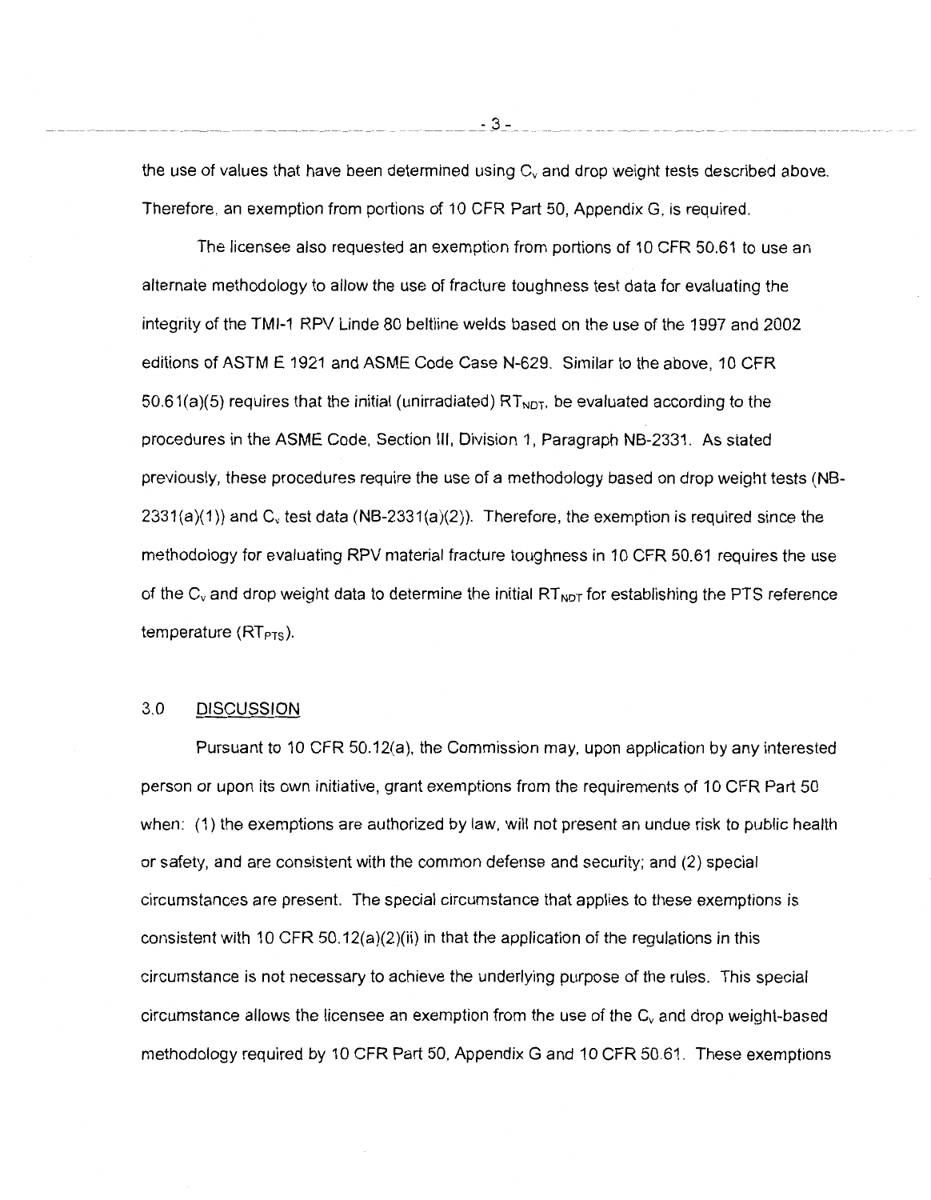the use of values that have been determined using $C_v$ and drop weight tests described above. Therefore, an exemption from portions of 10 CFR Part 50, Appendix G, is required.

The licensee also requested an exemption from portions of 10 CFR 50.61 to use an alternate methodology to allow the use of fracture toughness test data for evaluating the integrity of the TMI-1 RPV Linde 80 beltline welds based on the use of the 1997 and 2002 editions of ASTM E 1921 and ASME Code Case N-629. Similar to the above, 10 CFR 50.61(a)(5) requires that the initial (unirradiated) $RT_{NDT}$, be evaluated according to the procedures in the ASME Code, Section III, Division 1, Paragraph NB-2331. As stated previously, these procedures require the use of a methodology based on drop weight tests (NB-2331(a)(1)) and $C_v$ test data (NB-2331(a)(2)). Therefore, the exemption is required since the methodology for evaluating RPV material fracture toughness in 10 CFR 50.61 requires the use of the $C_v$ and drop weight data to determine the initial $RT_{NDT}$ for establishing the PTS reference temperature ($RT_{PTS}$).

## 3.0 DISCUSSION

Pursuant to 10 CFR 50.12(a), the Commission may, upon application by any interested person or upon its own initiative, grant exemptions from the requirements of 10 CFR Part 50 when: (1) the exemptions are authorized by law, will not present an undue risk to public health or safety, and are consistent with the common defense and security; and (2) special circumstances are present. The special circumstance that applies to these exemptions is consistent with 10 CFR 50.12(a)(2)(ii) in that the application of the regulations in this circumstance is not necessary to achieve the underlying purpose of the rules. This special circumstance allows the licensee an exemption from the use of the $C_v$ and drop weight-based methodology required by 10 CFR Part 50, Appendix G and 10 CFR 50.61. These exemptions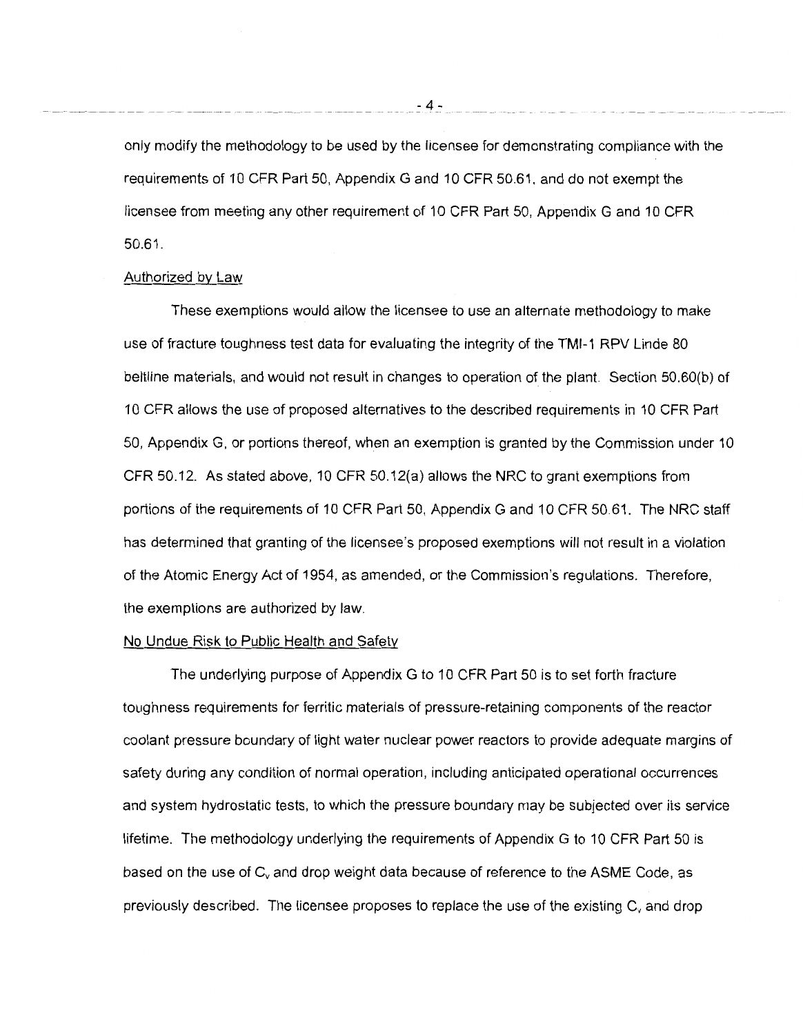only modify the methodology to be used by the licensee for demonstrating compliance with the requirements of 10 CFR Part 50, Appendix G and 10 CFR 50.61, and do not exempt the licensee from meeting any other requirement of 10 CFR Part 50, Appendix G and 10 CFR 50.61.

Authorized by Law

These exemptions would allow the licensee to use an alternate methodology to make use of fracture toughness test data for evaluating the integrity of the TMI-1 RPV Linde 80 beltline materials, and would not result in changes to operation of the plant. Section 50.60(b) of 10 CFR allows the use of proposed alternatives to the described requirements in 10 CFR Part 50, Appendix G, or portions thereof, when an exemption is granted by the Commission under 10 CFR 50.12. As stated above, 10 CFR 50.12(a) allows the NRC to grant exemptions from portions of the requirements of 10 CFR Part 50, Appendix G and 10 CFR 50.61. The NRC staff has determined that granting of the licensee's proposed exemptions will not result in a violation of the Atomic Energy Act of 1954, as amended, or the Commission's regulations. Therefore, the exemptions are authorized by law.

No Undue Risk to Public Health and Safety

The underlying purpose of Appendix G to 10 CFR Part 50 is to set forth fracture toughness requirements for ferritic materials of pressure-retaining components of the reactor coolant pressure boundary of light water nuclear power reactors to provide adequate margins of safety during any condition of normal operation, including anticipated operational occurrences and system hydrostatic tests, to which the pressure boundary may be subjected over its service lifetime. The methodology underlying the requirements of Appendix G to 10 CFR Part 50 is based on the use of $C_v$ and drop weight data because of reference to the ASME Code, as previously described. The licensee proposes to replace the use of the existing $C_v$ and drop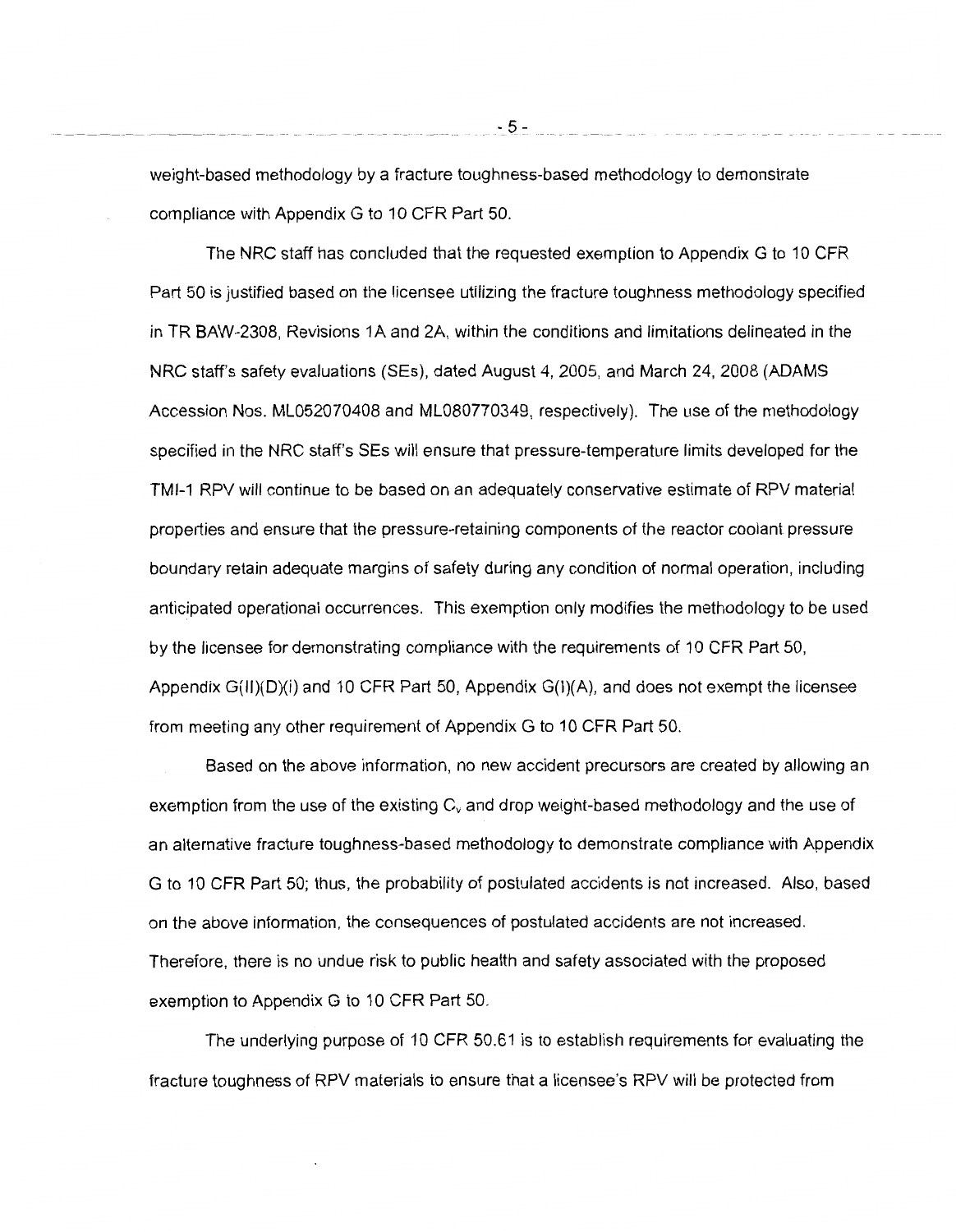weight-based methodology by a fracture toughness-based methodology to demonstrate compliance with Appendix G to 10 CFR Part 50.

The NRC staff has concluded that the requested exemption to Appendix G to 10 CFR Part 50 is justified based on the licensee utilizing the fracture toughness methodology specified in TR BAW-2308, Revisions 1A and 2A, within the conditions and limitations delineated in the NRC staff's safety evaluations (SEs), dated August 4, 2005, and March 24, 2008 (ADAMS Accession Nos. ML052070408 and ML080770349, respectively). The use of the methodology specified in the NRC staff's SEs will ensure that pressure-temperature limits developed for the TMI-1 RPV will continue to be based on an adequately conservative estimate of RPV material properties and ensure that the pressure-retaining components of the reactor coolant pressure boundary retain adequate margins of safety during any condition of normal operation, including anticipated operational occurrences. This exemption only modifies the methodology to be used by the licensee for demonstrating compliance with the requirements of 10 CFR Part 50, Appendix G(II)(D)(i) and 10 CFR Part 50, Appendix G(I)(A), and does not exempt the licensee from meeting any other requirement of Appendix G to 10 CFR Part 50.

Based on the above information, no new accident precursors are created by allowing an exemption from the use of the existing $C_v$ and drop weight-based methodology and the use of an alternative fracture toughness-based methodology to demonstrate compliance with Appendix G to 10 CFR Part 50; thus, the probability of postulated accidents is not increased. Also, based on the above information, the consequences of postulated accidents are not increased. Therefore, there is no undue risk to public health and safety associated with the proposed exemption to Appendix G to 10 CFR Part 50.

The underlying purpose of 10 CFR 50.61 is to establish requirements for evaluating the fracture toughness of RPV materials to ensure that a licensee's RPV will be protected from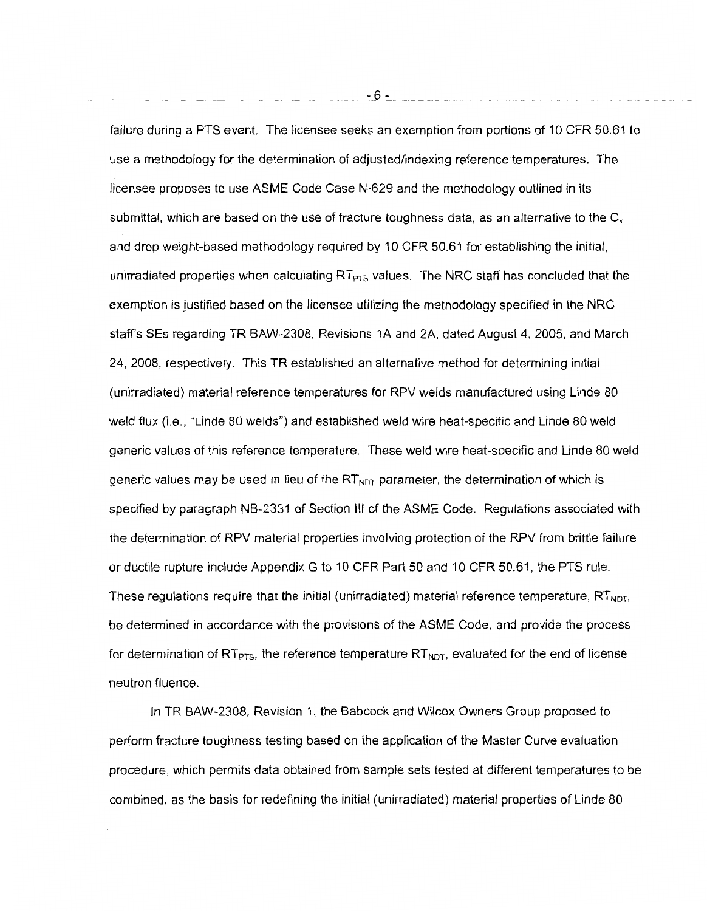failure during a PTS event. The licensee seeks an exemption from portions of 10 CFR 50.61 to use a methodology for the determination of adjusted/indexing reference temperatures. The licensee proposes to use ASME Code Case N-629 and the methodology outlined in its submittal, which are based on the use of fracture toughness data, as an alternative to the $C_v$ and drop weight-based methodology required by 10 CFR 50.61 for establishing the initial, unirradiated properties when calculating $RT_{PTS}$ values. The NRC staff has concluded that the exemption is justified based on the licensee utilizing the methodology specified in the NRC staff's SEs regarding TR BAW-2308, Revisions 1A and 2A, dated August 4, 2005, and March 24, 2008, respectively. This TR established an alternative method for determining initial (unirradiated) material reference temperatures for RPV welds manufactured using Linde 80 weld flux (i.e., "Linde 80 welds") and established weld wire heat-specific and Linde 80 weld generic values of this reference temperature. These weld wire heat-specific and Linde 80 weld generic values may be used in lieu of the $RT_{NDT}$ parameter, the determination of which is specified by paragraph NB-2331 of Section III of the ASME Code. Regulations associated with the determination of RPV material properties involving protection of the RPV from brittle failure or ductile rupture include Appendix G to 10 CFR Part 50 and 10 CFR 50.61, the PTS rule. These regulations require that the initial (unirradiated) material reference temperature, $RT_{NDT}$, be determined in accordance with the provisions of the ASME Code, and provide the process for determination of $RT_{PTS}$, the reference temperature $RT_{NDT}$, evaluated for the end of license neutron fluence.

In TR BAW-2308, Revision 1, the Babcock and Wilcox Owners Group proposed to perform fracture toughness testing based on the application of the Master Curve evaluation procedure, which permits data obtained from sample sets tested at different temperatures to be combined, as the basis for redefining the initial (unirradiated) material properties of Linde 80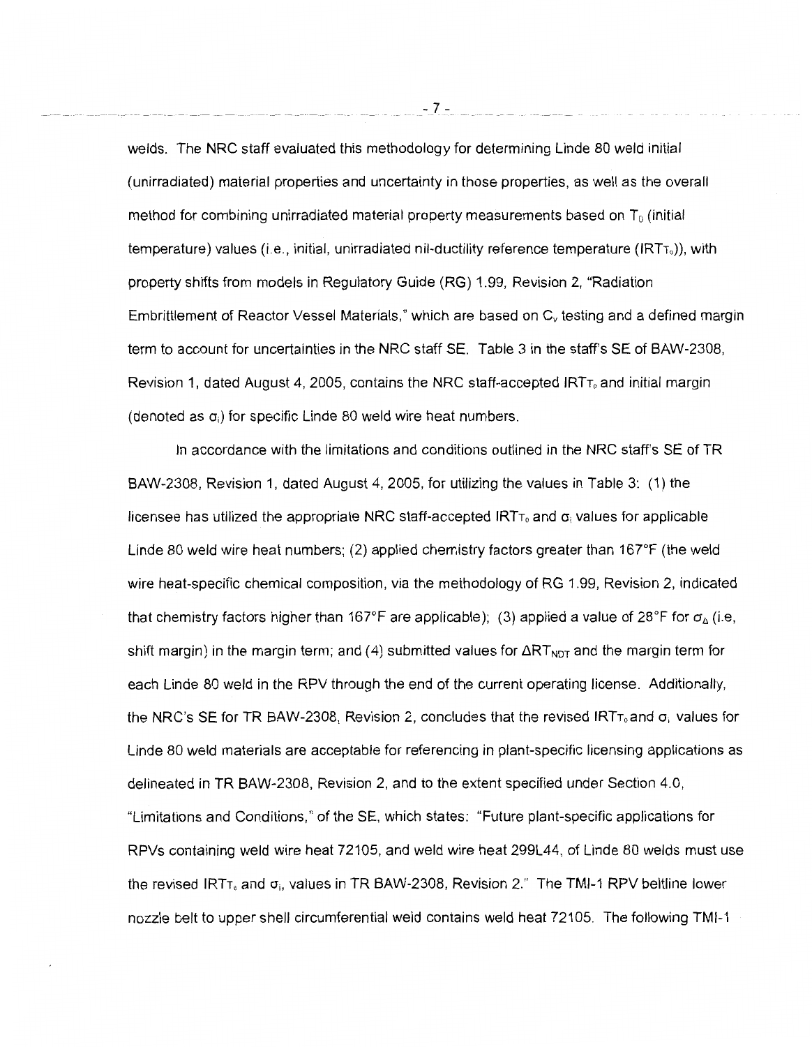welds. The NRC staff evaluated this methodology for determining Linde 80 weld initial (unirradiated) material properties and uncertainty in those properties, as well as the overall method for combining unirradiated material property measurements based on $T_0$ (initial temperature) values (i.e., initial, unirradiated nil-ductility reference temperature ($IRT_{T_0}$)), with property shifts from models in Regulatory Guide (RG) 1.99, Revision 2, "Radiation Embrittlement of Reactor Vessel Materials," which are based on $C_v$ testing and a defined margin term to account for uncertainties in the NRC staff SE. Table 3 in the staff's SE of BAW-2308, Revision 1, dated August 4, 2005, contains the NRC staff-accepted $IRT_{T_0}$ and initial margin (denoted as $\sigma_i$) for specific Linde 80 weld wire heat numbers.

In accordance with the limitations and conditions outlined in the NRC staff's SE of TR BAW-2308, Revision 1, dated August 4, 2005, for utilizing the values in Table 3: (1) the licensee has utilized the appropriate NRC staff-accepted $IRT_{T_0}$ and $\sigma_i$ values for applicable Linde 80 weld wire heat numbers; (2) applied chemistry factors greater than 167°F (the weld wire heat-specific chemical composition, via the methodology of RG 1.99, Revision 2, indicated that chemistry factors higher than 167°F are applicable); (3) applied a value of 28°F for $\sigma_\Delta$ (i.e, shift margin) in the margin term; and (4) submitted values for $\Delta RT_{NDT}$ and the margin term for each Linde 80 weld in the RPV through the end of the current operating license. Additionally, the NRC's SE for TR BAW-2308, Revision 2, concludes that the revised $IRT_{T_0}$ and $\sigma_i$ values for Linde 80 weld materials are acceptable for referencing in plant-specific licensing applications as delineated in TR BAW-2308, Revision 2, and to the extent specified under Section 4.0, "Limitations and Conditions," of the SE, which states: "Future plant-specific applications for RPVs containing weld wire heat 72105, and weld wire heat 299L44, of Linde 80 welds must use the revised $IRT_{T_0}$ and $\sigma_i$, values in TR BAW-2308, Revision 2." The TMI-1 RPV beltline lower nozzle belt to upper shell circumferential weld contains weld heat 72105. The following TMI-1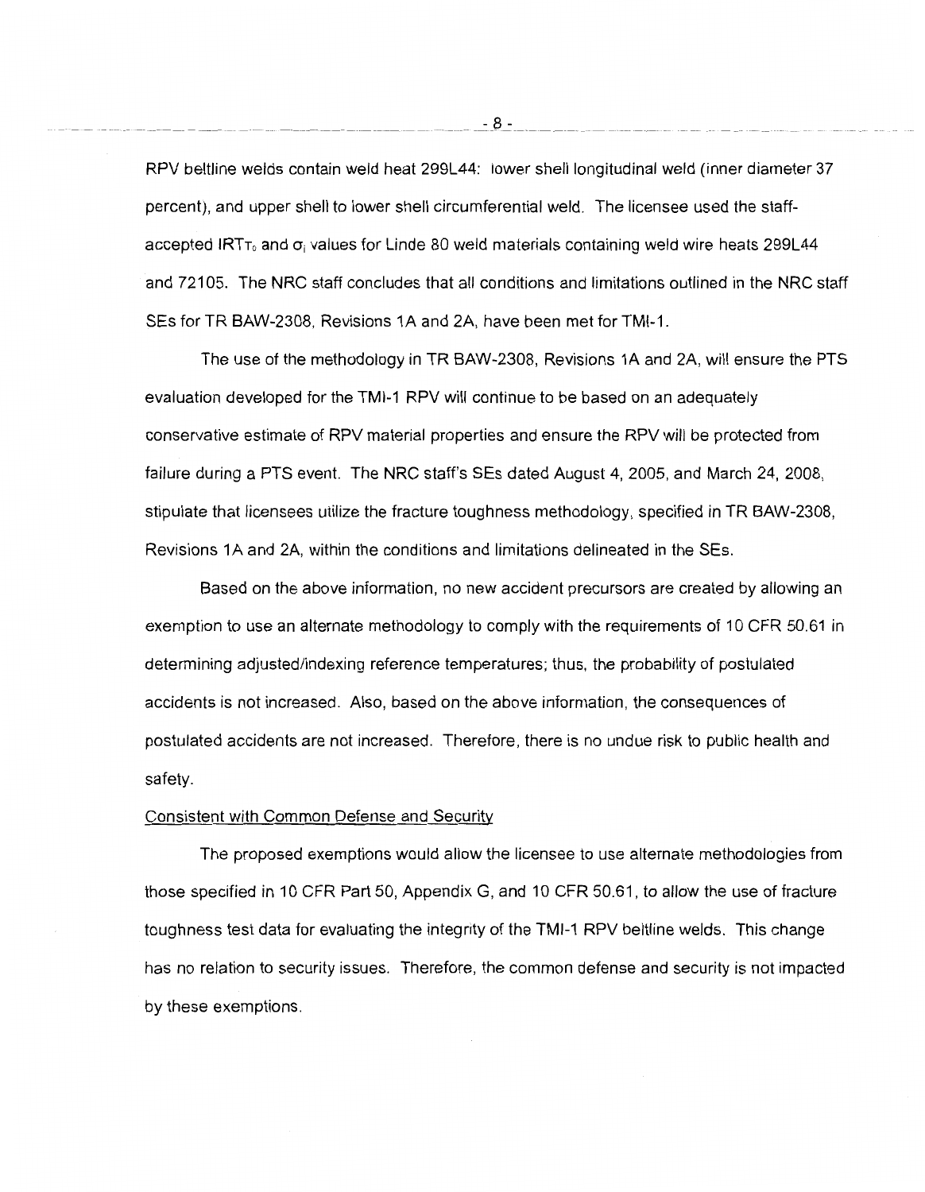RPV beltline welds contain weld heat 299L44: lower shell longitudinal weld (inner diameter 37 percent), and upper shell to lower shell circumferential weld. The licensee used the staff-accepted $IRT_{T_0}$ and $\sigma_i$ values for Linde 80 weld materials containing weld wire heats 299L44 and 72105. The NRC staff concludes that all conditions and limitations outlined in the NRC staff SEs for TR BAW-2308, Revisions 1A and 2A, have been met for TMI-1.

The use of the methodology in TR BAW-2308, Revisions 1A and 2A, will ensure the PTS evaluation developed for the TMI-1 RPV will continue to be based on an adequately conservative estimate of RPV material properties and ensure the RPV will be protected from failure during a PTS event. The NRC staff's SEs dated August 4, 2005, and March 24, 2008, stipulate that licensees utilize the fracture toughness methodology, specified in TR BAW-2308, Revisions 1A and 2A, within the conditions and limitations delineated in the SEs.

Based on the above information, no new accident precursors are created by allowing an exemption to use an alternate methodology to comply with the requirements of 10 CFR 50.61 in determining adjusted/indexing reference temperatures; thus, the probability of postulated accidents is not increased. Also, based on the above information, the consequences of postulated accidents are not increased. Therefore, there is no undue risk to public health and safety.

Consistent with Common Defense and Security

The proposed exemptions would allow the licensee to use alternate methodologies from those specified in 10 CFR Part 50, Appendix G, and 10 CFR 50.61, to allow the use of fracture toughness test data for evaluating the integrity of the TMI-1 RPV beltline welds. This change has no relation to security issues. Therefore, the common defense and security is not impacted by these exemptions.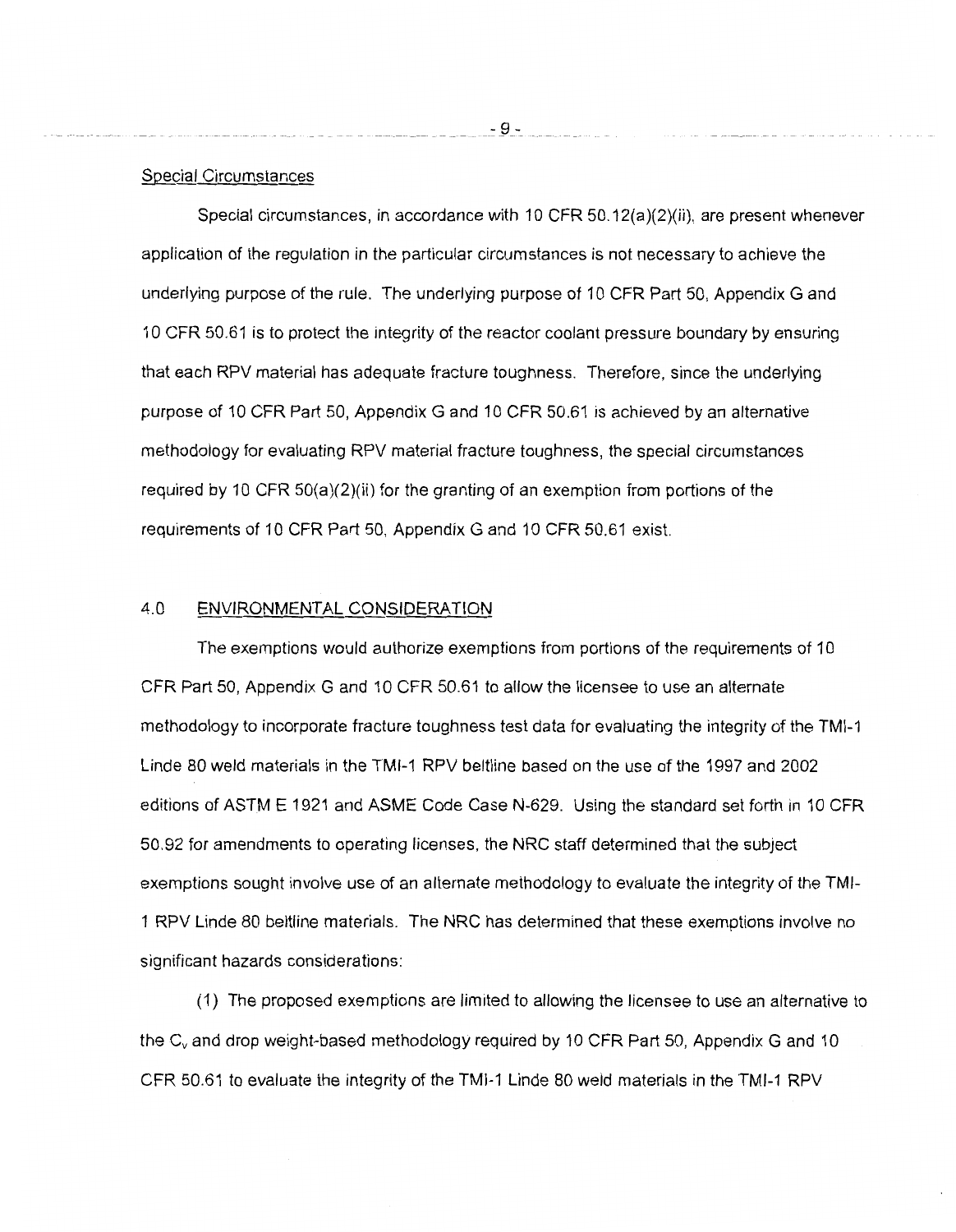Special Circumstances

Special circumstances, in accordance with 10 CFR 50.12(a)(2)(ii), are present whenever application of the regulation in the particular circumstances is not necessary to achieve the underlying purpose of the rule. The underlying purpose of 10 CFR Part 50, Appendix G and 10 CFR 50.61 is to protect the integrity of the reactor coolant pressure boundary by ensuring that each RPV material has adequate fracture toughness. Therefore, since the underlying purpose of 10 CFR Part 50, Appendix G and 10 CFR 50.61 is achieved by an alternative methodology for evaluating RPV material fracture toughness, the special circumstances required by 10 CFR 50(a)(2)(ii) for the granting of an exemption from portions of the requirements of 10 CFR Part 50, Appendix G and 10 CFR 50.61 exist.

## 4.0 ENVIRONMENTAL CONSIDERATION

The exemptions would authorize exemptions from portions of the requirements of 10 CFR Part 50, Appendix G and 10 CFR 50.61 to allow the licensee to use an alternate methodology to incorporate fracture toughness test data for evaluating the integrity of the TMI-1 Linde 80 weld materials in the TMI-1 RPV beltline based on the use of the 1997 and 2002 editions of ASTM E 1921 and ASME Code Case N-629. Using the standard set forth in 10 CFR 50.92 for amendments to operating licenses, the NRC staff determined that the subject exemptions sought involve use of an alternate methodology to evaluate the integrity of the TMI-1 RPV Linde 80 beltline materials. The NRC has determined that these exemptions involve no significant hazards considerations:

(1) The proposed exemptions are limited to allowing the licensee to use an alternative to the $C_v$ and drop weight-based methodology required by 10 CFR Part 50, Appendix G and 10 CFR 50.61 to evaluate the integrity of the TMI-1 Linde 80 weld materials in the TMI-1 RPV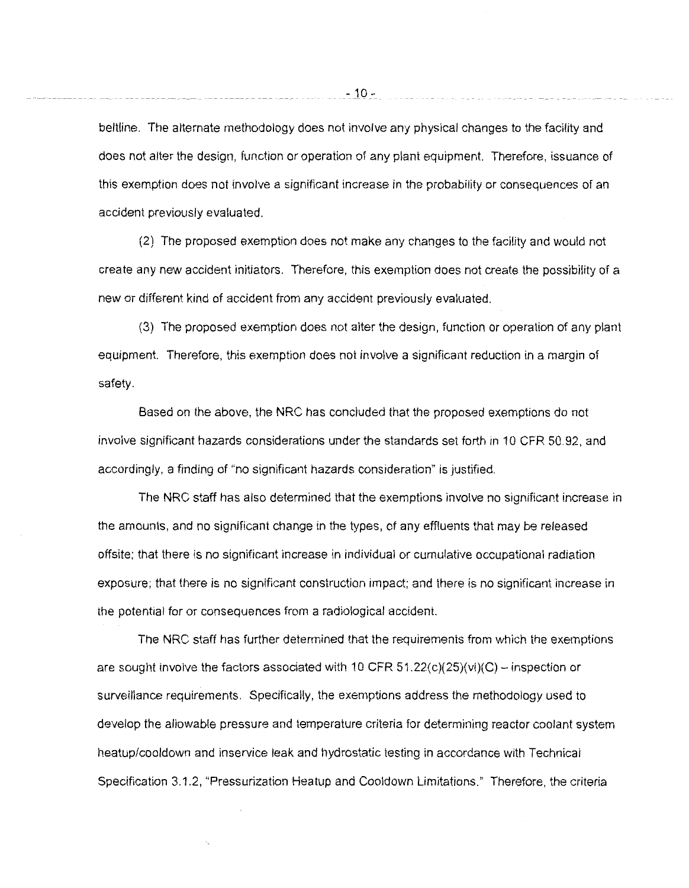beltline. The alternate methodology does not involve any physical changes to the facility and does not alter the design, function or operation of any plant equipment. Therefore, issuance of this exemption does not involve a significant increase in the probability or consequences of an accident previously evaluated.

(2) The proposed exemption does not make any changes to the facility and would not create any new accident initiators. Therefore, this exemption does not create the possibility of a new or different kind of accident from any accident previously evaluated.

(3) The proposed exemption does not alter the design, function or operation of any plant equipment. Therefore, this exemption does not involve a significant reduction in a margin of safety.

Based on the above, the NRC has concluded that the proposed exemptions do not involve significant hazards considerations under the standards set forth in 10 CFR 50.92, and accordingly, a finding of "no significant hazards consideration" is justified.

The NRC staff has also determined that the exemptions involve no significant increase in the amounts, and no significant change in the types, of any effluents that may be released offsite; that there is no significant increase in individual or cumulative occupational radiation exposure; that there is no significant construction impact; and there is no significant increase in the potential for or consequences from a radiological accident.

The NRC staff has further determined that the requirements from which the exemptions are sought involve the factors associated with 10 CFR 51.22(c)(25)(vi)(C) – inspection or surveillance requirements. Specifically, the exemptions address the methodology used to develop the allowable pressure and temperature criteria for determining reactor coolant system heatup/cooldown and inservice leak and hydrostatic testing in accordance with Technical Specification 3.1.2, "Pressurization Heatup and Cooldown Limitations." Therefore, the criteria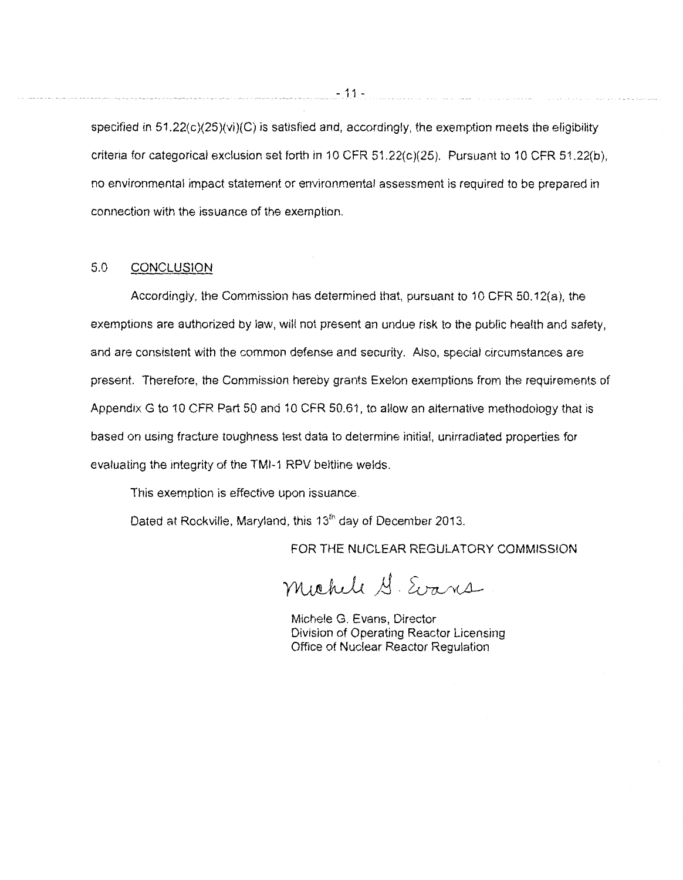specified in 51.22(c)(25)(vi)(C) is satisfied and, accordingly, the exemption meets the eligibility criteria for categorical exclusion set forth in 10 CFR 51.22(c)(25). Pursuant to 10 CFR 51.22(b), no environmental impact statement or environmental assessment is required to be prepared in connection with the issuance of the exemption.

## 5.0 CONCLUSION

Accordingly, the Commission has determined that, pursuant to 10 CFR 50.12(a), the exemptions are authorized by law, will not present an undue risk to the public health and safety, and are consistent with the common defense and security. Also, special circumstances are present. Therefore, the Commission hereby grants Exelon exemptions from the requirements of Appendix G to 10 CFR Part 50 and 10 CFR 50.61, to allow an alternative methodology that is based on using fracture toughness test data to determine initial, unirradiated properties for evaluating the integrity of the TMI-1 RPV beltline welds.

This exemption is effective upon issuance.

Dated at Rockville, Maryland, this 13th day of December 2013.

FOR THE NUCLEAR REGULATORY COMMISSION

Michele G. Evans

Michele G. Evans, Director
Division of Operating Reactor Licensing
Office of Nuclear Reactor Regulation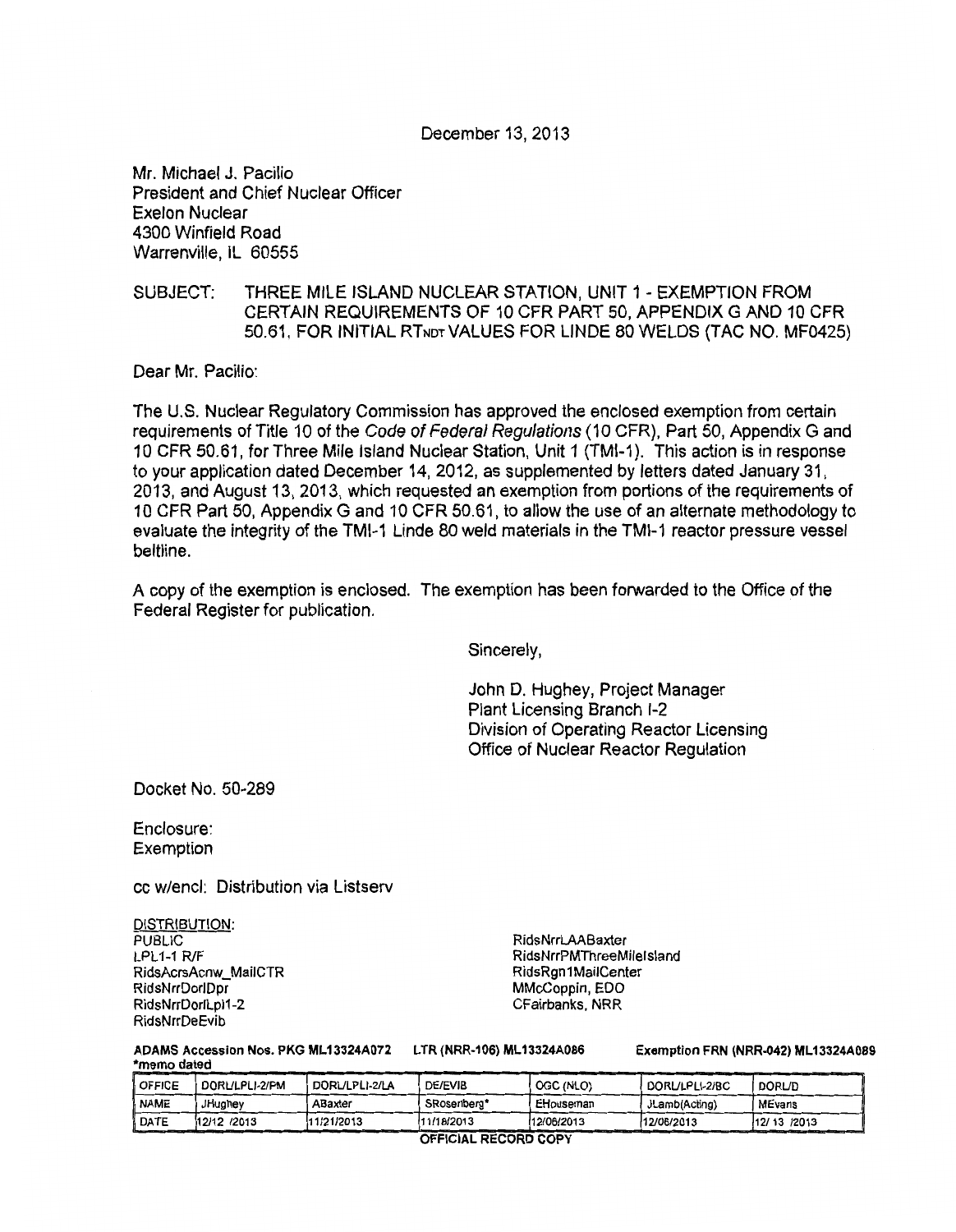December 13, 2013

Mr. Michael J. Pacilio
President and Chief Nuclear Officer
Exelon Nuclear
4300 Winfield Road
Warrenville, IL 60555

SUBJECT: THREE MILE ISLAND NUCLEAR STATION, UNIT 1 - EXEMPTION FROM CERTAIN REQUIREMENTS OF 10 CFR PART 50, APPENDIX G AND 10 CFR 50.61, FOR INITIAL $RT_{NDT}$ VALUES FOR LINDE 80 WELDS (TAC NO. MF0425)

Dear Mr. Pacilio:

The U.S. Nuclear Regulatory Commission has approved the enclosed exemption from certain requirements of Title 10 of the *Code of Federal Regulations* (10 CFR), Part 50, Appendix G and 10 CFR 50.61, for Three Mile Island Nuclear Station, Unit 1 (TMI-1). This action is in response to your application dated December 14, 2012, as supplemented by letters dated January 31, 2013, and August 13, 2013, which requested an exemption from portions of the requirements of 10 CFR Part 50, Appendix G and 10 CFR 50.61, to allow the use of an alternate methodology to evaluate the integrity of the TMI-1 Linde 80 weld materials in the TMI-1 reactor pressure vessel beltline.

A copy of the exemption is enclosed. The exemption has been forwarded to the Office of the Federal Register for publication.

Sincerely,

John D. Hughey, Project Manager
Plant Licensing Branch I-2
Division of Operating Reactor Licensing
Office of Nuclear Reactor Regulation

Docket No. 50-289

Enclosure:
Exemption

cc w/encl: Distribution via Listserv

DISTRIBUTION:
PUBLIC
LPL1-1 R/F
RidsAcrsAcnw_MailCTR
RidsNrrDorlDpr
RidsNrrDorlLpl1-2
RidsNrrDeEvib
RidsNrrLAABaxter
RidsNrrPMThreeMileIsland
RidsRgn1MailCenter
MMcCoppin, EDO
CFairbanks, NRR

**ADAMS Accession Nos. PKG ML13324A072 LTR (NRR-106) ML13324A086 Exemption FRN (NRR-042) ML13324A089**
***memo dated**

| OFFICE | DORL/LPLI-2/PM | DORL/LPLI-2/LA | DE/EVIB | OGC (NLO) | DORL/LPLI-2/BC | DORL/D |
|---|---|---|---|---|---|---|
| NAME | JHughey | ABaxter | SRosenberg* | EHouseman | JLamb(Acting) | MEvans |
| DATE | 12/12 /2013 | 11/21/2013 | 11/18/2013 | 12/06/2013 | 12/06/2013 | 12/ 13 /2013 |

**OFFICIAL RECORD COPY**